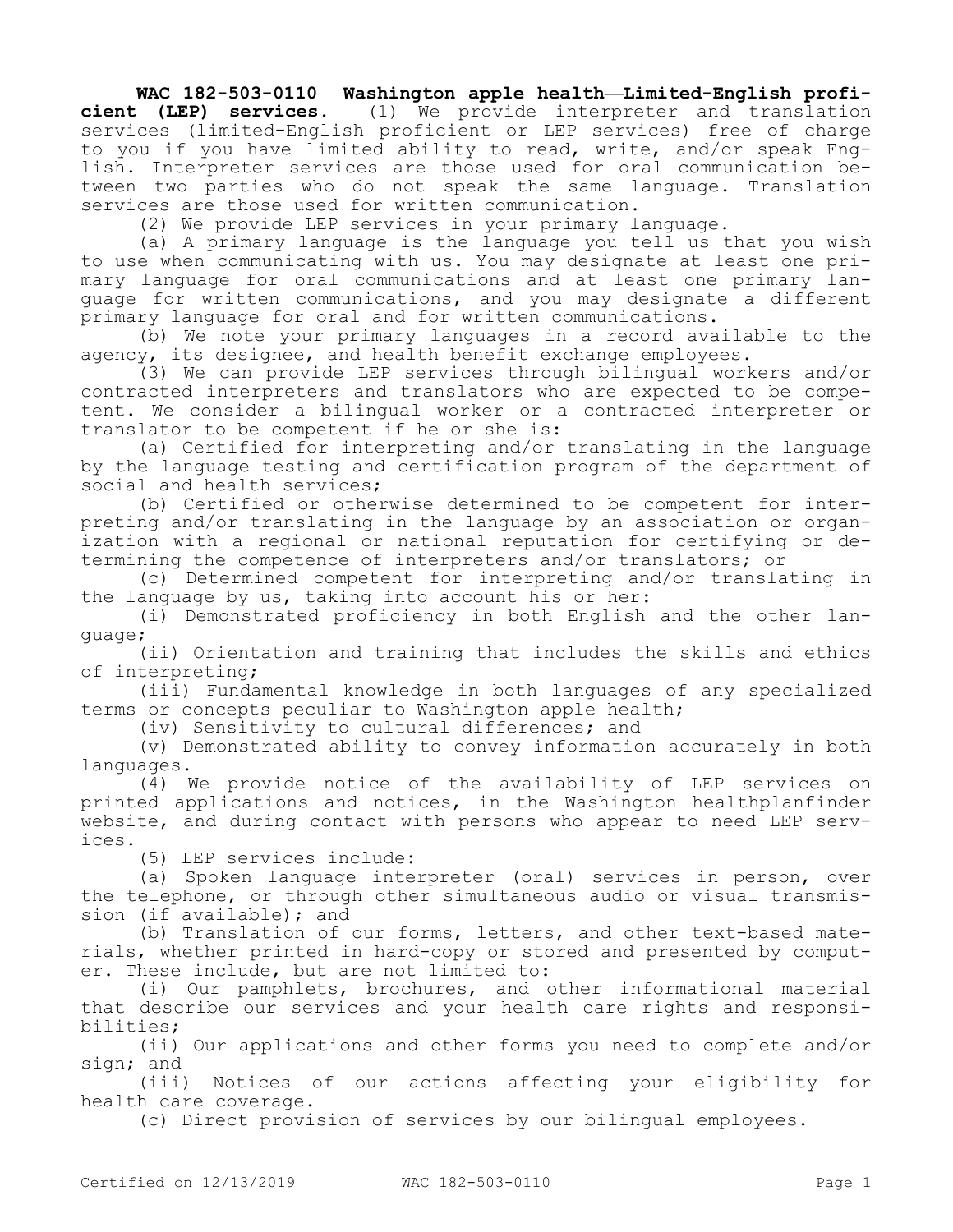**WAC 182-503-0110 Washington apple health—Limited-English proficient (LEP) services.** (1) We provide interpreter and translation services (limited-English proficient or LEP services) free of charge to you if you have limited ability to read, write, and/or speak English. Interpreter services are those used for oral communication between two parties who do not speak the same language. Translation services are those used for written communication.

(2) We provide LEP services in your primary language.

(a) A primary language is the language you tell us that you wish to use when communicating with us. You may designate at least one primary language for oral communications and at least one primary language for written communications, and you may designate a different primary language for oral and for written communications.

(b) We note your primary languages in a record available to the agency, its designee, and health benefit exchange employees.

(3) We can provide LEP services through bilingual workers and/or contracted interpreters and translators who are expected to be competent. We consider a bilingual worker or a contracted interpreter or translator to be competent if he or she is:

(a) Certified for interpreting and/or translating in the language by the language testing and certification program of the department of social and health services;

(b) Certified or otherwise determined to be competent for interpreting and/or translating in the language by an association or organization with a regional or national reputation for certifying or determining the competence of interpreters and/or translators; or

(c) Determined competent for interpreting and/or translating in the language by us, taking into account his or her:

(i) Demonstrated proficiency in both English and the other language;

(ii) Orientation and training that includes the skills and ethics of interpreting;

(iii) Fundamental knowledge in both languages of any specialized terms or concepts peculiar to Washington apple health;

(iv) Sensitivity to cultural differences; and

(v) Demonstrated ability to convey information accurately in both languages.

(4) We provide notice of the availability of LEP services on printed applications and notices, in the Washington healthplanfinder website, and during contact with persons who appear to need LEP services.

(5) LEP services include:

(a) Spoken language interpreter (oral) services in person, over the telephone, or through other simultaneous audio or visual transmission (if available); and

(b) Translation of our forms, letters, and other text-based materials, whether printed in hard-copy or stored and presented by computer. These include, but are not limited to:

(i) Our pamphlets, brochures, and other informational material that describe our services and your health care rights and responsibilities;

(ii) Our applications and other forms you need to complete and/or sign; and

(iii) Notices of our actions affecting your eligibility for health care coverage.

(c) Direct provision of services by our bilingual employees.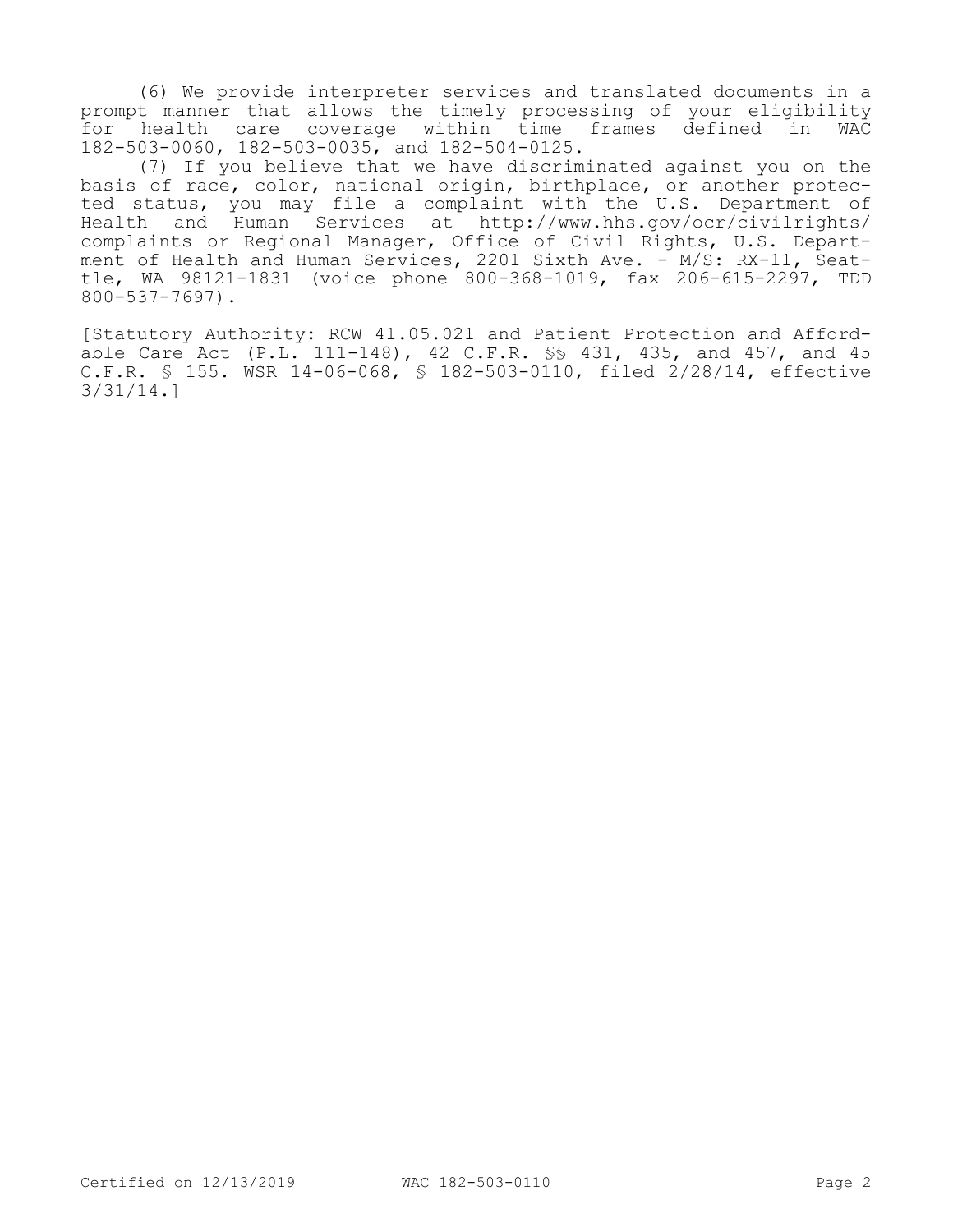(6) We provide interpreter services and translated documents in a prompt manner that allows the timely processing of your eligibility for health care coverage within time frames defined in WAC 182-503-0060, 182-503-0035, and 182-504-0125.

(7) If you believe that we have discriminated against you on the basis of race, color, national origin, birthplace, or another protected status, you may file a complaint with the U.S. Department of Health and Human Services at http://www.hhs.gov/ocr/civilrights/complaints or Regional Manager, Office of Civil Rights, U.S. Department of Health and Human Services, 2201 Sixth Ave. - M/S: RX-11, Seattle, WA 98121-1831 (voice phone 800-368-1019, fax 206-615-2297, TDD 800-537-7697).

[Statutory Authority: RCW 41.05.021 and Patient Protection and Affordable Care Act (P.L. 111-148), 42 C.F.R. §§ 431, 435, and 457, and 45 C.F.R. § 155. WSR 14-06-068, § 182-503-0110, filed 2/28/14, effective 3/31/14.]